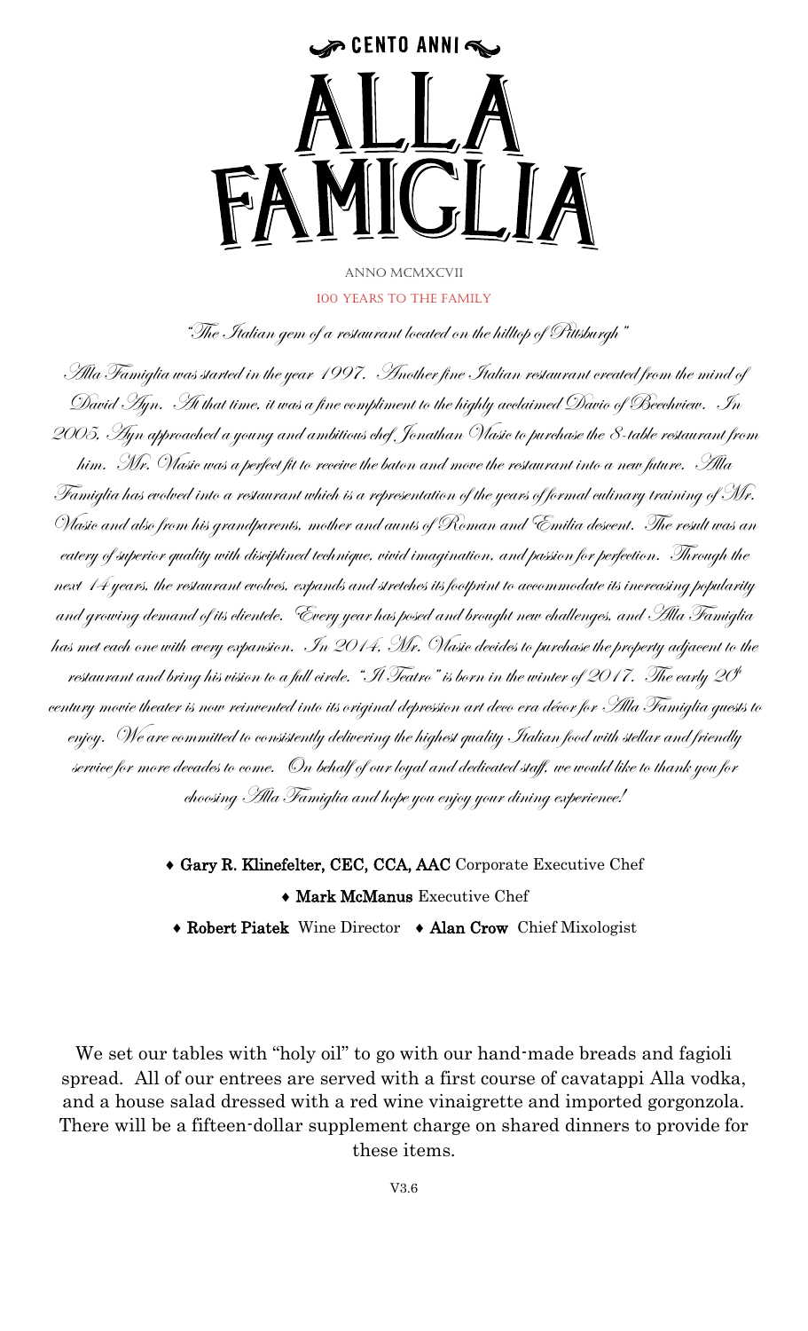CENTO ANNI

# ALLA FAMIGLIA

ANNO MCMXCVII

100 YEARS TO THE FAMILY

*"The Italian gem of a restaurant located on the hilltop of Pittsburgh"*

*Alla Famiglia was started in the year 1997. Another fine Italian restaurant created from the mind of David Ayn. At that time, it was a fine compliment to the highly acclaimed Davio of Beechview. In 2005, Ayn approached a young and ambitious chef Jonathan Vlasic to purchase the 8-table restaurant from him. Mr. Vlasic was a perfect fit to receive the baton and move the restaurant into a new future. Alla Famiglia has evolved into a restaurant which is a representation of the years of formal culinary training of Mr. Vlasic and also from his grandparents, mother and aunts of Roman and Emilia descent. The result was an eatery of superior quality with disciplined technique, vivid imagination, and passion for perfection. Through the next 14 years, the restaurant evolves, expands and stretches its footprint to accommodate its increasing popularity and growing demand of its clientele. Every year has posed and brought new challenges, and Alla Famiglia has met each one with every expansion. In 2014, Mr. Vlasic decides to purchase the property adjacent to the restaurant and bring his vision to a full circle. "Il Teatro" is born in the winter of 2017. The early 20th century movie theater is now reinvented into its original depression art deco era décor for Alla Famiglia guests to enjoy. We are committed to consistently delivering the highest quality Italian food with stellar and friendly service for more decades to come. On behalf of our loyal and dedicated staff, we would like to thank you for choosing Alla Famiglia and hope you enjoy your dining experience!*

♦ **Gary R. Klinefelter, CEC, CCA, AAC** Corporate Executive Chef

♦ **Mark McManus** Executive Chef

♦ **Robert Piatek** Wine Director ♦ **Alan Crow** Chief Mixologist

We set our tables with "holy oil" to go with our hand-made breads and fagioli spread. All of our entrees are served with a first course of cavatappi Alla vodka, and a house salad dressed with a red wine vinaigrette and imported gorgonzola. There will be a fifteen-dollar supplement charge on shared dinners to provide for these items.

V3.6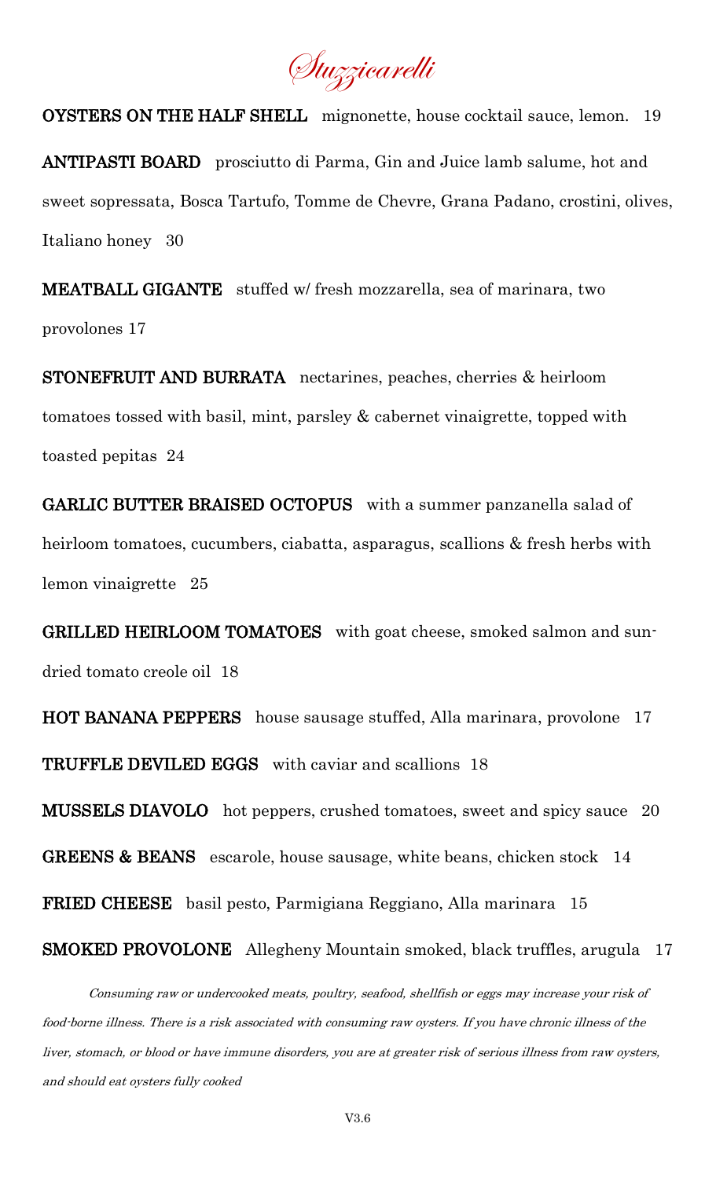# *Stuzzicarelli*

**OYSTERS ON THE HALF SHELL** mignonette, house cocktail sauce, lemon. 19

**ANTIPASTI BOARD** prosciutto di Parma, Gin and Juice lamb salume, hot and sweet sopressata, Bosca Tartufo, Tomme de Chevre, Grana Padano, crostini, olives, Italiano honey 30

**MEATBALL GIGANTE** stuffed w/ fresh mozzarella, sea of marinara, two provolones 17

**STONEFRUIT AND BURRATA** nectarines, peaches, cherries & heirloom tomatoes tossed with basil, mint, parsley & cabernet vinaigrette, topped with toasted pepitas 24

**GARLIC BUTTER BRAISED OCTOPUS** with a summer panzanella salad of heirloom tomatoes, cucumbers, ciabatta, asparagus, scallions & fresh herbs with lemon vinaigrette 25

**GRILLED HEIRLOOM TOMATOES** with goat cheese, smoked salmon and sun-dried tomato creole oil 18

**HOT BANANA PEPPERS** house sausage stuffed, Alla marinara, provolone 17

**TRUFFLE DEVILED EGGS** with caviar and scallions 18

**MUSSELS DIAVOLO** hot peppers, crushed tomatoes, sweet and spicy sauce 20

**GREENS & BEANS** escarole, house sausage, white beans, chicken stock 14

**FRIED CHEESE** basil pesto, Parmigiana Reggiano, Alla marinara 15

**SMOKED PROVOLONE** Allegheny Mountain smoked, black truffles, arugula 17

*Consuming raw or undercooked meats, poultry, seafood, shellfish or eggs may increase your risk of food-borne illness. There is a risk associated with consuming raw oysters. If you have chronic illness of the liver, stomach, or blood or have immune disorders, you are at greater risk of serious illness from raw oysters, and should eat oysters fully cooked*

V3.6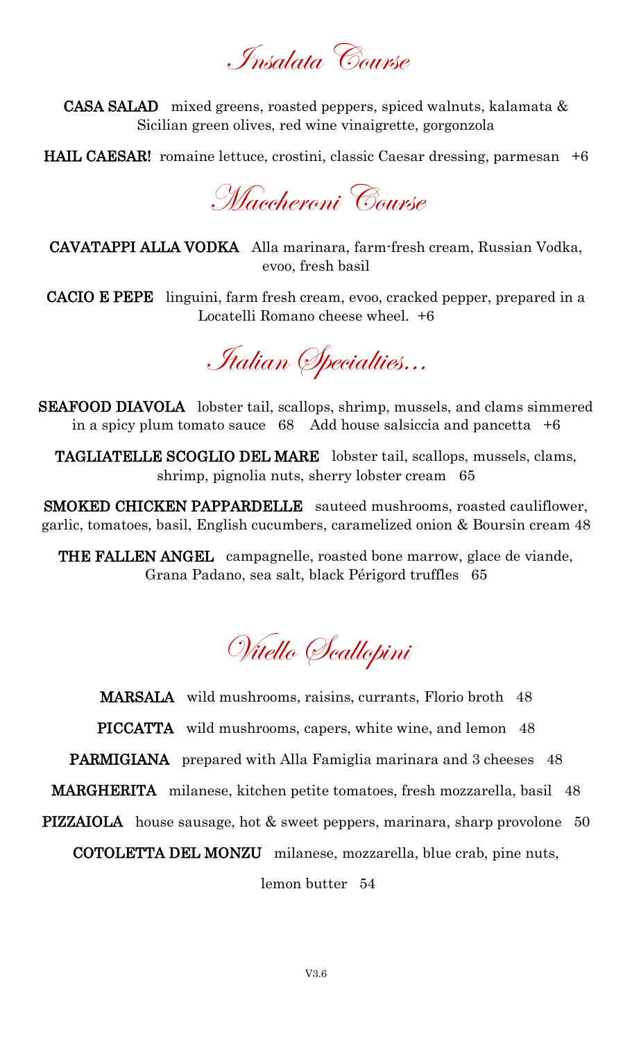## *Insalata Course*

**CASA SALAD** mixed greens, roasted peppers, spiced walnuts, kalamata & Sicilian green olives, red wine vinaigrette, gorgonzola

**HAIL CAESAR!** romaine lettuce, crostini, classic Caesar dressing, parmesan +6

## *Maccheroni Course*

**CAVATAPPI ALLA VODKA** Alla marinara, farm-fresh cream, Russian Vodka, evoo, fresh basil

**CACIO E PEPE** linguini, farm fresh cream, evoo, cracked pepper, prepared in a Locatelli Romano cheese wheel. +6

## *Italian Specialties...*

**SEAFOOD DIAVOLA** lobster tail, scallops, shrimp, mussels, and clams simmered in a spicy plum tomato sauce 68 Add house salsiccia and pancetta +6

**TAGLIATELLE SCOGLIO DEL MARE** lobster tail, scallops, mussels, clams, shrimp, pignolia nuts, sherry lobster cream 65

**SMOKED CHICKEN PAPPARDELLE** sauteed mushrooms, roasted cauliflower, garlic, tomatoes, basil, English cucumbers, caramelized onion & Boursin cream 48

**THE FALLEN ANGEL** campagnelle, roasted bone marrow, glace de viande, Grana Padano, sea salt, black Périgord truffles 65

## *Vitello Scallopini*

**MARSALA** wild mushrooms, raisins, currants, Florio broth 48

**PICCATTA** wild mushrooms, capers, white wine, and lemon 48

**PARMIGIANA** prepared with Alla Famiglia marinara and 3 cheeses 48

**MARGHERITA** milanese, kitchen petite tomatoes, fresh mozzarella, basil 48

**PIZZAIOLA** house sausage, hot & sweet peppers, marinara, sharp provolone 50

**COTOLETTA DEL MONZU** milanese, mozzarella, blue crab, pine nuts, lemon butter 54

V3.6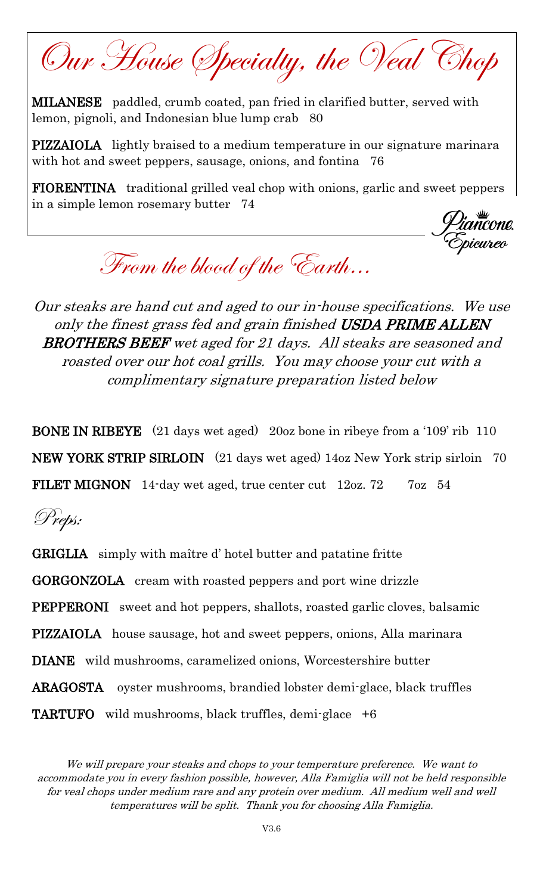# Our House Specialty, the Veal Chop

**MILANESE** paddled, crumb coated, pan fried in clarified butter, served with lemon, pignoli, and Indonesian blue lump crab 80

**PIZZAIOLA** lightly braised to a medium temperature in our signature marinara with hot and sweet peppers, sausage, onions, and fontina 76

**FIORENTINA** traditional grilled veal chop with onions, garlic and sweet peppers in a simple lemon rosemary butter 74

Piancone. Epicureo

# From the blood of the Earth…

*Our steaks are hand cut and aged to our in-house specifications. We use only the finest grass fed and grain finished **USDA PRIME ALLEN BROTHERS BEEF** wet aged for 21 days. All steaks are seasoned and roasted over our hot coal grills. You may choose your cut with a complimentary signature preparation listed below*

**BONE IN RIBEYE** (21 days wet aged) 20oz bone in ribeye from a '109' rib 110

**NEW YORK STRIP SIRLOIN** (21 days wet aged) 14oz New York strip sirloin 70

**FILET MIGNON** 14-day wet aged, true center cut 12oz. 72 7oz 54

## Preps:

**GRIGLIA** simply with maître d' hotel butter and patatine fritte

**GORGONZOLA** cream with roasted peppers and port wine drizzle

**PEPPERONI** sweet and hot peppers, shallots, roasted garlic cloves, balsamic

**PIZZAIOLA** house sausage, hot and sweet peppers, onions, Alla marinara

**DIANE** wild mushrooms, caramelized onions, Worcestershire butter

**ARAGOSTA** oyster mushrooms, brandied lobster demi-glace, black truffles

**TARTUFO** wild mushrooms, black truffles, demi-glace +6

*We will prepare your steaks and chops to your temperature preference. We want to accommodate you in every fashion possible, however, Alla Famiglia will not be held responsible for veal chops under medium rare and any protein over medium. All medium well and well temperatures will be split. Thank you for choosing Alla Famiglia.*

V3.6